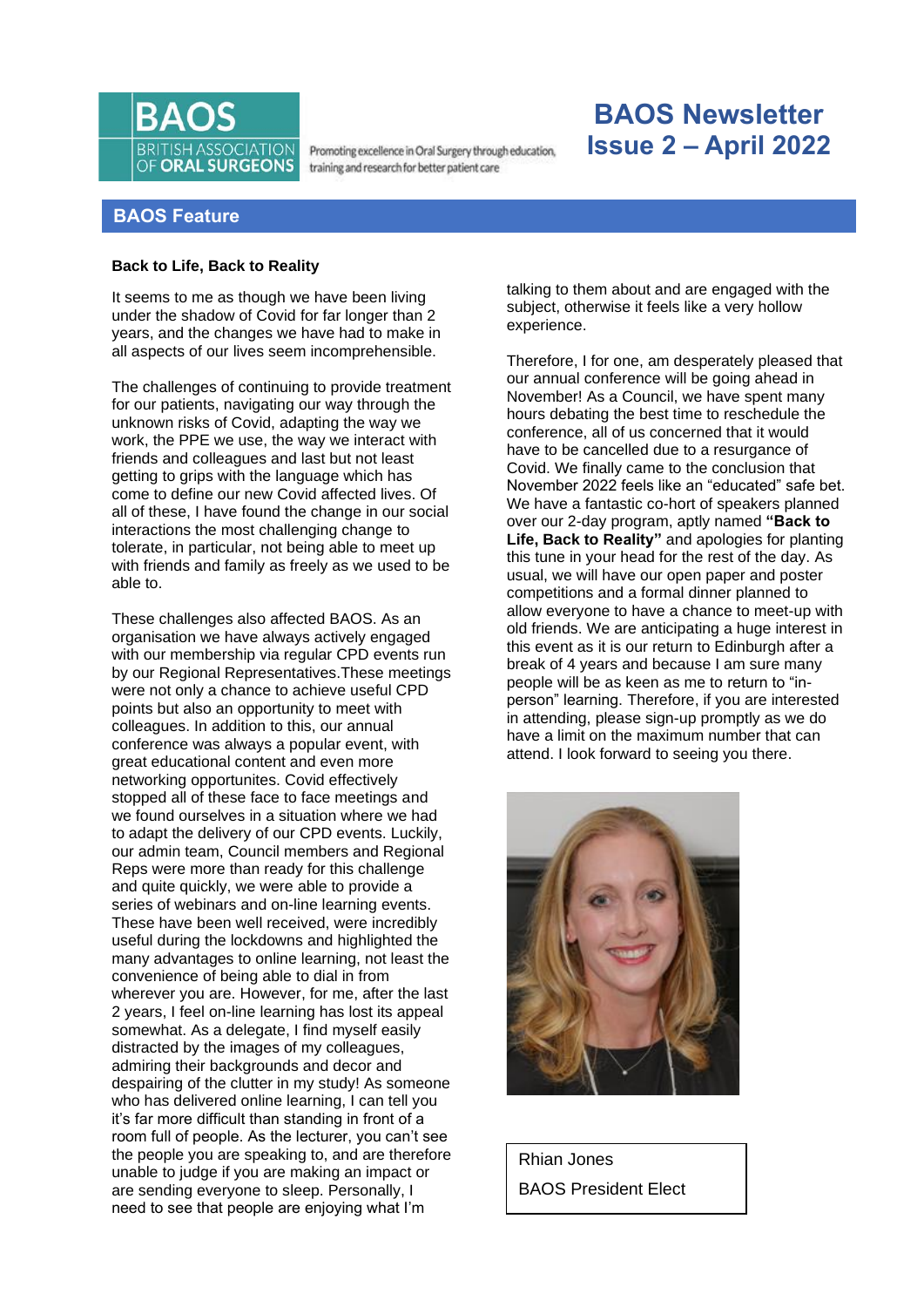BAOS BRITISH ASSOCIATION OF ORAL SURGEONS

Promoting excellence in Oral Surgery through education, training and research for better patient care

# BAOS Newsletter Issue 2 – April 2022

## BAOS Feature

### Back to Life, Back to Reality

It seems to me as though we have been living under the shadow of Covid for far longer than 2 years, and the changes we have had to make in all aspects of our lives seem incomprehensible.

The challenges of continuing to provide treatment for our patients, navigating our way through the unknown risks of Covid, adapting the way we work, the PPE we use, the way we interact with friends and colleagues and last but not least getting to grips with the language which has come to define our new Covid affected lives. Of all of these, I have found the change in our social interactions the most challenging change to tolerate, in particular, not being able to meet up with friends and family as freely as we used to be able to.

These challenges also affected BAOS. As an organisation we have always actively engaged with our membership via regular CPD events run by our Regional Representatives.These meetings were not only a chance to achieve useful CPD points but also an opportunity to meet with colleagues. In addition to this, our annual conference was always a popular event, with great educational content and even more networking opportunites. Covid effectively stopped all of these face to face meetings and we found ourselves in a situation where we had to adapt the delivery of our CPD events. Luckily, our admin team, Council members and Regional Reps were more than ready for this challenge and quite quickly, we were able to provide a series of webinars and on-line learning events. These have been well received, were incredibly useful during the lockdowns and highlighted the many advantages to online learning, not least the convenience of being able to dial in from wherever you are. However, for me, after the last 2 years, I feel on-line learning has lost its appeal somewhat. As a delegate, I find myself easily distracted by the images of my colleagues, admiring their backgrounds and decor and despairing of the clutter in my study! As someone who has delivered online learning, I can tell you it's far more difficult than standing in front of a room full of people. As the lecturer, you can't see the people you are speaking to, and are therefore unable to judge if you are making an impact or are sending everyone to sleep. Personally, I need to see that people are enjoying what I'm talking to them about and are engaged with the subject, otherwise it feels like a very hollow experience.

Therefore, I for one, am desperately pleased that our annual conference will be going ahead in November! As a Council, we have spent many hours debating the best time to reschedule the conference, all of us concerned that it would have to be cancelled due to a resurgance of Covid. We finally came to the conclusion that November 2022 feels like an "educated" safe bet. We have a fantastic co-hort of speakers planned over our 2-day program, aptly named **"Back to Life, Back to Reality"** and apologies for planting this tune in your head for the rest of the day. As usual, we will have our open paper and poster competitions and a formal dinner planned to allow everyone to have a chance to meet-up with old friends. We are anticipating a huge interest in this event as it is our return to Edinburgh after a break of 4 years and because I am sure many people will be as keen as me to return to "in-person" learning. Therefore, if you are interested in attending, please sign-up promptly as we do have a limit on the maximum number that can attend. I look forward to seeing you there.

Rhian Jones

BAOS President Elect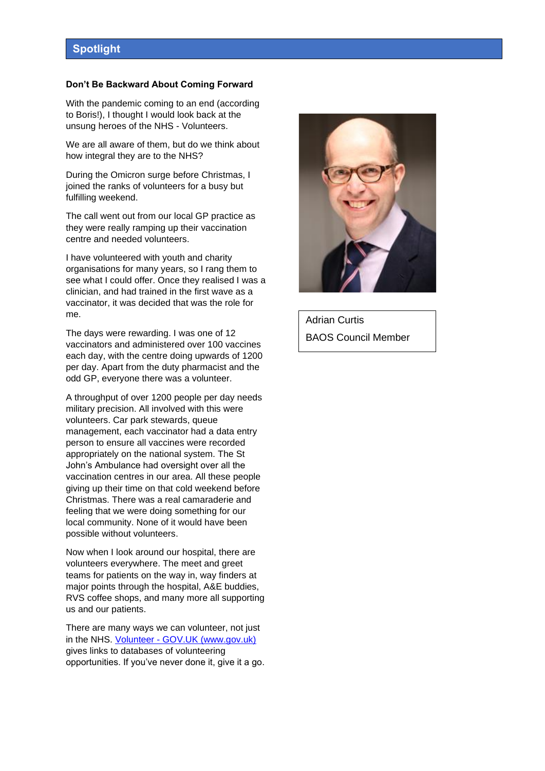## Spotlight

**Don't Be Backward About Coming Forward**

With the pandemic coming to an end (according to Boris!), I thought I would look back at the unsung heroes of the NHS - Volunteers.

We are all aware of them, but do we think about how integral they are to the NHS?

During the Omicron surge before Christmas, I joined the ranks of volunteers for a busy but fulfilling weekend.

The call went out from our local GP practice as they were really ramping up their vaccination centre and needed volunteers.

I have volunteered with youth and charity organisations for many years, so I rang them to see what I could offer. Once they realised I was a clinician, and had trained in the first wave as a vaccinator, it was decided that was the role for me.

The days were rewarding. I was one of 12 vaccinators and administered over 100 vaccines each day, with the centre doing upwards of 1200 per day. Apart from the duty pharmacist and the odd GP, everyone there was a volunteer.

A throughput of over 1200 people per day needs military precision. All involved with this were volunteers. Car park stewards, queue management, each vaccinator had a data entry person to ensure all vaccines were recorded appropriately on the national system. The St John's Ambulance had oversight over all the vaccination centres in our area. All these people giving up their time on that cold weekend before Christmas. There was a real camaraderie and feeling that we were doing something for our local community. None of it would have been possible without volunteers.

Now when I look around our hospital, there are volunteers everywhere. The meet and greet teams for patients on the way in, way finders at major points through the hospital, A&E buddies, RVS coffee shops, and many more all supporting us and our patients.

There are many ways we can volunteer, not just in the NHS. [Volunteer - GOV.UK (www.gov.uk)](https://www.gov.uk) gives links to databases of volunteering opportunities. If you've never done it, give it a go.

Adrian Curtis

BAOS Council Member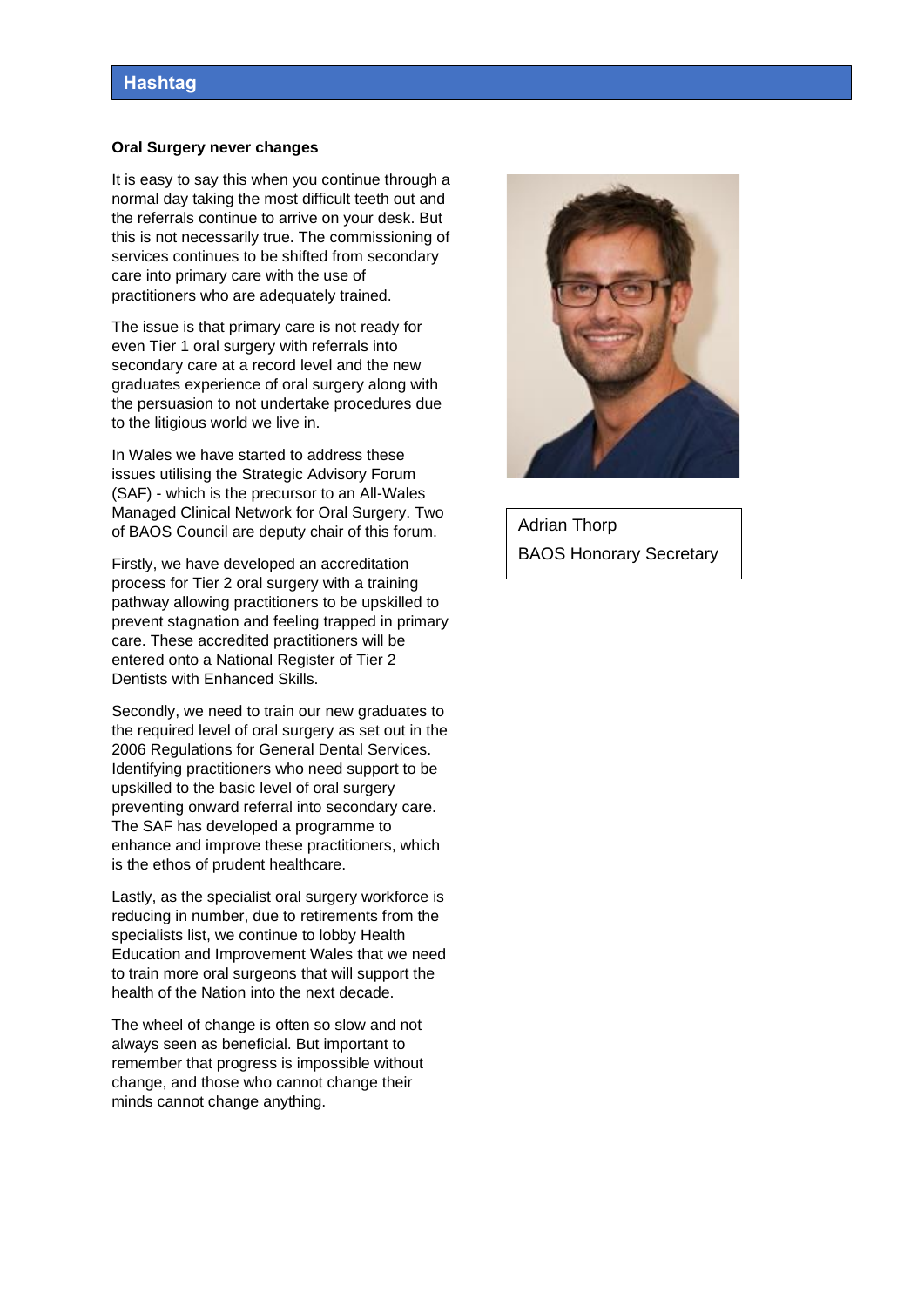## Hashtag

**Oral Surgery never changes**

It is easy to say this when you continue through a normal day taking the most difficult teeth out and the referrals continue to arrive on your desk. But this is not necessarily true. The commissioning of services continues to be shifted from secondary care into primary care with the use of practitioners who are adequately trained.

The issue is that primary care is not ready for even Tier 1 oral surgery with referrals into secondary care at a record level and the new graduates experience of oral surgery along with the persuasion to not undertake procedures due to the litigious world we live in.

In Wales we have started to address these issues utilising the Strategic Advisory Forum (SAF) - which is the precursor to an All-Wales Managed Clinical Network for Oral Surgery. Two of BAOS Council are deputy chair of this forum.

Firstly, we have developed an accreditation process for Tier 2 oral surgery with a training pathway allowing practitioners to be upskilled to prevent stagnation and feeling trapped in primary care. These accredited practitioners will be entered onto a National Register of Tier 2 Dentists with Enhanced Skills.

Secondly, we need to train our new graduates to the required level of oral surgery as set out in the 2006 Regulations for General Dental Services. Identifying practitioners who need support to be upskilled to the basic level of oral surgery preventing onward referral into secondary care. The SAF has developed a programme to enhance and improve these practitioners, which is the ethos of prudent healthcare.

Lastly, as the specialist oral surgery workforce is reducing in number, due to retirements from the specialists list, we continue to lobby Health Education and Improvement Wales that we need to train more oral surgeons that will support the health of the Nation into the next decade.

The wheel of change is often so slow and not always seen as beneficial. But important to remember that progress is impossible without change, and those who cannot change their minds cannot change anything.

Adrian Thorp
BAOS Honorary Secretary